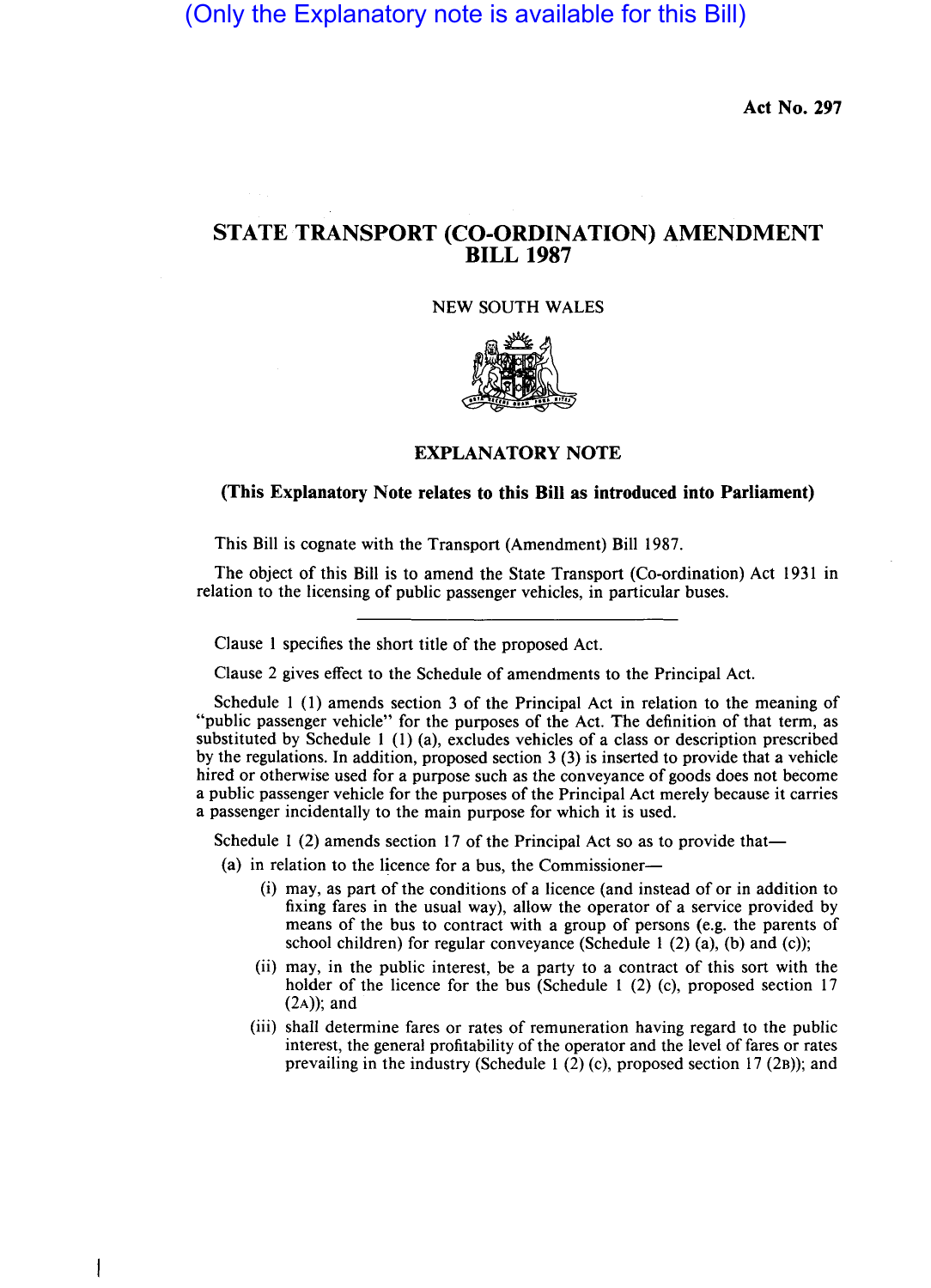(Only the Explanatory note is available for this Bill)

**Act No. 297**

# STATE TRANSPORT (CO-ORDINATION) AMENDMENT BILL 1987

NEW SOUTH WALES

## EXPLANATORY NOTE

**(This Explanatory Note relates to this Bill as introduced into Parliament)**

This Bill is cognate with the Transport (Amendment) Bill 1987.

The object of this Bill is to amend the State Transport (Co-ordination) Act 1931 in relation to the licensing of public passenger vehicles, in particular buses.

---

Clause 1 specifies the short title of the proposed Act.

Clause 2 gives effect to the Schedule of amendments to the Principal Act.

Schedule 1 (1) amends section 3 of the Principal Act in relation to the meaning of "public passenger vehicle" for the purposes of the Act. The definition of that term, as substituted by Schedule 1 (1) (a), excludes vehicles of a class or description prescribed by the regulations. In addition, proposed section 3 (3) is inserted to provide that a vehicle hired or otherwise used for a purpose such as the conveyance of goods does not become a public passenger vehicle for the purposes of the Principal Act merely because it carries a passenger incidentally to the main purpose for which it is used.

Schedule 1 (2) amends section 17 of the Principal Act so as to provide that—

(a) in relation to the licence for a bus, the Commissioner—

(i) may, as part of the conditions of a licence (and instead of or in addition to fixing fares in the usual way), allow the operator of a service provided by means of the bus to contract with a group of persons (e.g. the parents of school children) for regular conveyance (Schedule 1 (2) (a), (b) and (c));

(ii) may, in the public interest, be a party to a contract of this sort with the holder of the licence for the bus (Schedule 1 (2) (c), proposed section 17 (2A)); and

(iii) shall determine fares or rates of remuneration having regard to the public interest, the general profitability of the operator and the level of fares or rates prevailing in the industry (Schedule 1 (2) (c), proposed section 17 (2B)); and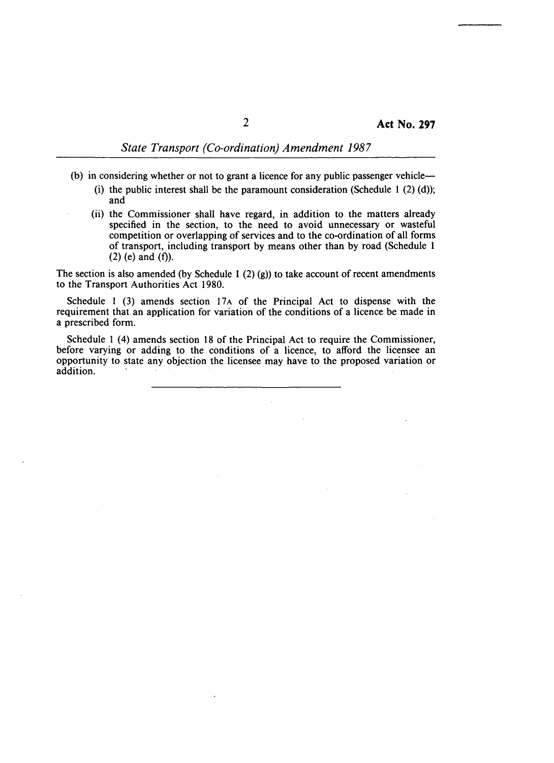(b) in considering whether or not to grant a licence for any public passenger vehicle—

   (i) the public interest shall be the paramount consideration (Schedule 1 (2) (d)); and

   (ii) the Commissioner shall have regard, in addition to the matters already specified in the section, to the need to avoid unnecessary or wasteful competition or overlapping of services and to the co-ordination of all forms of transport, including transport by means other than by road (Schedule 1 (2) (e) and (f)).

The section is also amended (by Schedule 1 (2) (g)) to take account of recent amendments to the Transport Authorities Act 1980.

Schedule 1 (3) amends section 17A of the Principal Act to dispense with the requirement that an application for variation of the conditions of a licence be made in a prescribed form.

Schedule 1 (4) amends section 18 of the Principal Act to require the Commissioner, before varying or adding to the conditions of a licence, to afford the licensee an opportunity to state any objection the licensee may have to the proposed variation or addition.